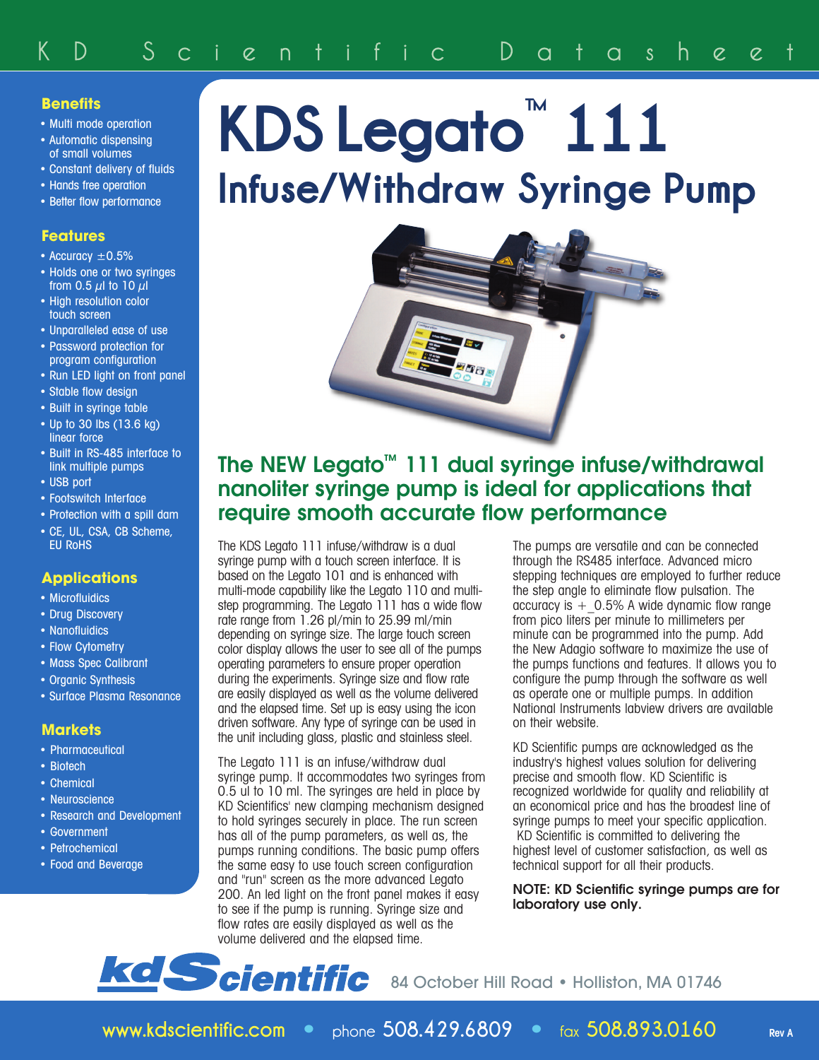# KDS Legato™ 111

## Infuse/Withdraw Syringe Pump

### Benefits

- Multi mode operation
- Automatic dispensing of small volumes
- Constant delivery of fluids
- Hands free operation
- Better flow performance

### Features

- Accuracy ±0.5%
- Holds one or two syringes from 0.5 µl to 10 µl
- High resolution color touch screen
- Unparalleled ease of use
- Password protection for program configuration
- Run LED light on front panel
- Stable flow design
- Built in syringe table
- Up to 30 lbs (13.6 kg) linear force
- Built in RS-485 interface to link multiple pumps
- USB port
- Footswitch Interface
- Protection with a spill dam
- CE, UL, CSA, CB Scheme, EU RoHS

### Applications

- Microfluidics
- Drug Discovery
- Nanofluidics
- Flow Cytometry
- Mass Spec Calibrant
- Organic Synthesis
- Surface Plasma Resonance

### Markets

- Pharmaceutical
- Biotech
- Chemical
- Neuroscience
- Research and Development
- Government
- Petrochemical
- Food and Beverage

## The NEW Legato™ 111 dual syringe infuse/withdrawal nanoliter syringe pump is ideal for applications that require smooth accurate flow performance

The KDS Legato 111 infuse/withdraw is a dual syringe pump with a touch screen interface. It is based on the Legato 101 and is enhanced with multi-mode capability like the Legato 110 and multi-step programming. The Legato 111 has a wide flow rate range from 1.26 pl/min to 25.99 ml/min depending on syringe size. The large touch screen color display allows the user to see all of the pumps operating parameters to ensure proper operation during the experiments. Syringe size and flow rate are easily displayed as well as the volume delivered and the elapsed time. Set up is easy using the icon driven software. Any type of syringe can be used in the unit including glass, plastic and stainless steel.

The Legato 111 is an infuse/withdraw dual syringe pump. It accommodates two syringes from 0.5 ul to 10 ml. The syringes are held in place by KD Scientifics' new clamping mechanism designed to hold syringes securely in place. The run screen has all of the pump parameters, as well as, the pumps running conditions. The basic pump offers the same easy to use touch screen configuration and "run" screen as the more advanced Legato 200. An led light on the front panel makes it easy to see if the pump is running. Syringe size and flow rates are easily displayed as well as the volume delivered and the elapsed time.

The pumps are versatile and can be connected through the RS485 interface. Advanced micro stepping techniques are employed to further reduce the step angle to eliminate flow pulsation. The accuracy is +_0.5% A wide dynamic flow range from pico liters per minute to millimeters per minute can be programmed into the pump. Add the New Adagio software to maximize the use of the pumps functions and features. It allows you to configure the pump through the software as well as operate one or multiple pumps. In addition National Instruments labview drivers are available on their website.

KD Scientific pumps are acknowledged as the industry's highest values solution for delivering precise and smooth flow. KD Scientific is recognized worldwide for quality and reliability at an economical price and has the broadest line of syringe pumps to meet your specific application. KD Scientific is committed to delivering the highest level of customer satisfaction, as well as technical support for all their products.

**NOTE: KD Scientific syringe pumps are for laboratory use only.**

kdScientific 84 October Hill Road • Holliston, MA 01746

www.kdscientific.com • phone 508.429.6809 • fax 508.893.0160

Rev A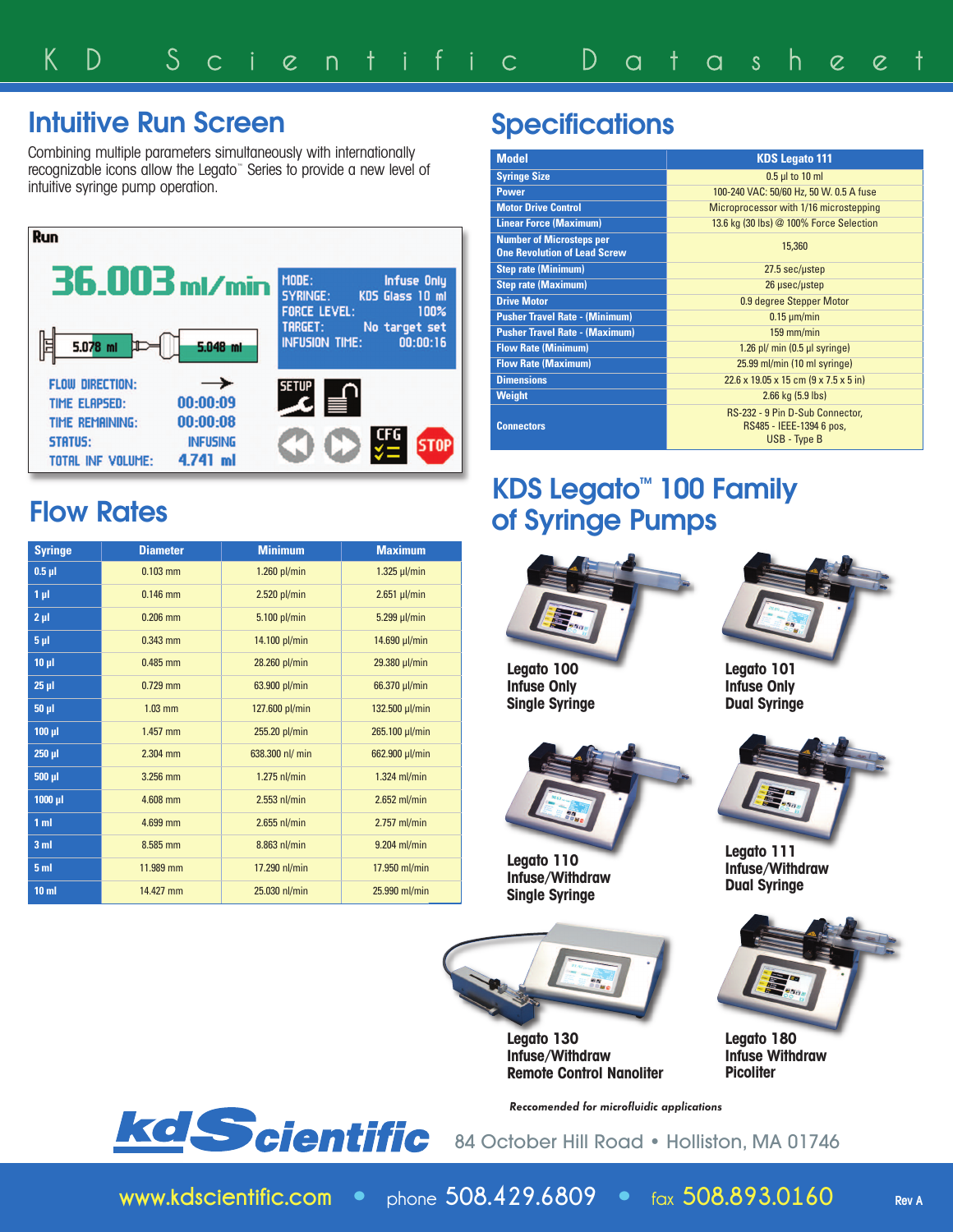## Intuitive Run Screen

Combining multiple parameters simultaneously with internationally recognizable icons allow the Legato™ Series to provide a new level of intuitive syringe pump operation.

Run

36.003 ml/min

5.078 ml

5.048 ml

MODE: Infuse Only
SYRINGE: KDS Glass 10 ml
FORCE LEVEL: 100%
TARGET: No target set
INFUSION TIME: 00:00:16

FLOW DIRECTION: →
TIME ELAPSED: 00:00:09
TIME REMAINING: 00:00:08
STATUS: INFUSING
TOTAL INF VOLUME: 4.741 ml

SETUP CFG STOP

## Flow Rates

| Syringe | Diameter | Minimum | Maximum |
|---|---|---|---|
| 0.5 µl | 0.103 mm | 1.260 pl/min | 1.325 µl/min |
| 1 µl | 0.146 mm | 2.520 pl/min | 2.651 µl/min |
| 2 µl | 0.206 mm | 5.100 pl/min | 5.299 µl/min |
| 5 µl | 0.343 mm | 14.100 pl/min | 14.690 µl/min |
| 10 µl | 0.485 mm | 28.260 pl/min | 29.380 µl/min |
| 25 µl | 0.729 mm | 63.900 pl/min | 66.370 µl/min |
| 50 µl | 1.03 mm | 127.600 pl/min | 132.500 µl/min |
| 100 µl | 1.457 mm | 255.20 pl/min | 265.100 µl/min |
| 250 µl | 2.304 mm | 638.300 nl/ min | 662.900 µl/min |
| 500 µl | 3.256 mm | 1.275 nl/min | 1.324 ml/min |
| 1000 µl | 4.608 mm | 2.553 nl/min | 2.652 ml/min |
| 1 ml | 4.699 mm | 2.655 nl/min | 2.757 ml/min |
| 3 ml | 8.585 mm | 8.863 nl/min | 9.204 ml/min |
| 5 ml | 11.989 mm | 17.290 nl/min | 17.950 ml/min |
| 10 ml | 14.427 mm | 25.030 nl/min | 25.990 ml/min |

## Specifications

| Model | KDS Legato 111 |
|---|---|
| Syringe Size | 0.5 µl to 10 ml |
| Power | 100-240 VAC: 50/60 Hz, 50 W. 0.5 A fuse |
| Motor Drive Control | Microprocessor with 1/16 microstepping |
| Linear Force (Maximum) | 13.6 kg (30 lbs) @ 100% Force Selection |
| Number of Microsteps per One Revolution of Lead Screw | 15,360 |
| Step rate (Minimum) | 27.5 sec/µstep |
| Step rate (Maximum) | 26 µsec/µstep |
| Drive Motor | 0.9 degree Stepper Motor |
| Pusher Travel Rate - (Minimum) | 0.15 µm/min |
| Pusher Travel Rate - (Maximum) | 159 mm/min |
| Flow Rate (Minimum) | 1.26 pl/ min (0.5 µl syringe) |
| Flow Rate (Maximum) | 25.99 ml/min (10 ml syringe) |
| Dimensions | 22.6 x 19.05 x 15 cm (9 x 7.5 x 5 in) |
| Weight | 2.66 kg (5.9 lbs) |
| Connectors | RS-232 - 9 Pin D-Sub Connector, RS485 - IEEE-1394 6 pos, USB - Type B |

## KDS Legato™ 100 Family of Syringe Pumps

**Legato 100**
Infuse Only
Single Syringe

**Legato 101**
Infuse Only
Dual Syringe

**Legato 110**
Infuse/Withdraw
Single Syringe

**Legato 111**
Infuse/Withdraw
Dual Syringe

**Legato 130**
Infuse/Withdraw
Remote Control Nanoliter

**Legato 180**
Infuse Withdraw
Picoliter

*Reccomended for microfluidic applications*

kdScientific

84 October Hill Road • Holliston, MA 01746

www.kdscientific.com • phone 508.429.6809 • fax 508.893.0160

Rev A